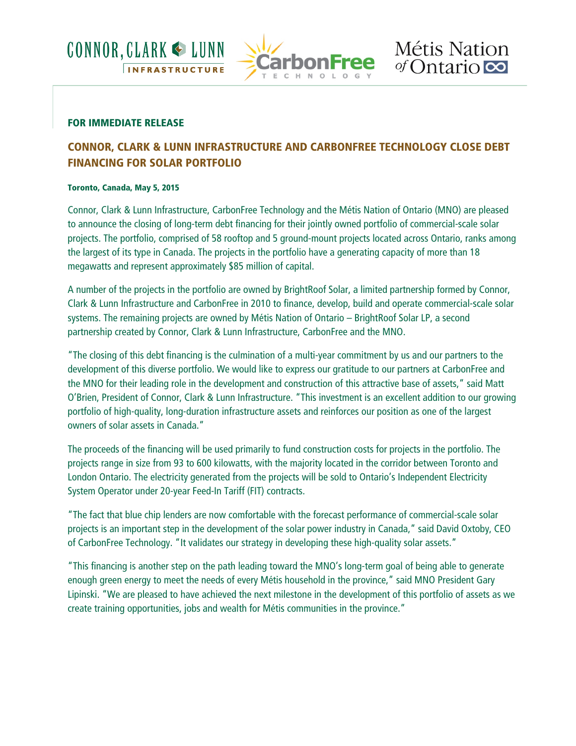**FOR IMMEDIATE RELEASE**

# CONNOR, CLARK & LUNN INFRASTRUCTURE AND CARBONFREE TECHNOLOGY CLOSE DEBT FINANCING FOR SOLAR PORTFOLIO

**Toronto, Canada, May 5, 2015**

Connor, Clark & Lunn Infrastructure, CarbonFree Technology and the Métis Nation of Ontario (MNO) are pleased to announce the closing of long-term debt financing for their jointly owned portfolio of commercial-scale solar projects. The portfolio, comprised of 58 rooftop and 5 ground-mount projects located across Ontario, ranks among the largest of its type in Canada. The projects in the portfolio have a generating capacity of more than 18 megawatts and represent approximately $85 million of capital.

A number of the projects in the portfolio are owned by BrightRoof Solar, a limited partnership formed by Connor, Clark & Lunn Infrastructure and CarbonFree in 2010 to finance, develop, build and operate commercial-scale solar systems. The remaining projects are owned by Métis Nation of Ontario – BrightRoof Solar LP, a second partnership created by Connor, Clark & Lunn Infrastructure, CarbonFree and the MNO.

"The closing of this debt financing is the culmination of a multi-year commitment by us and our partners to the development of this diverse portfolio. We would like to express our gratitude to our partners at CarbonFree and the MNO for their leading role in the development and construction of this attractive base of assets," said Matt O'Brien, President of Connor, Clark & Lunn Infrastructure. "This investment is an excellent addition to our growing portfolio of high-quality, long-duration infrastructure assets and reinforces our position as one of the largest owners of solar assets in Canada."

The proceeds of the financing will be used primarily to fund construction costs for projects in the portfolio. The projects range in size from 93 to 600 kilowatts, with the majority located in the corridor between Toronto and London Ontario. The electricity generated from the projects will be sold to Ontario's Independent Electricity System Operator under 20-year Feed-In Tariff (FIT) contracts.

"The fact that blue chip lenders are now comfortable with the forecast performance of commercial-scale solar projects is an important step in the development of the solar power industry in Canada," said David Oxtoby, CEO of CarbonFree Technology. "It validates our strategy in developing these high-quality solar assets."

"This financing is another step on the path leading toward the MNO's long-term goal of being able to generate enough green energy to meet the needs of every Métis household in the province," said MNO President Gary Lipinski. "We are pleased to have achieved the next milestone in the development of this portfolio of assets as we create training opportunities, jobs and wealth for Métis communities in the province."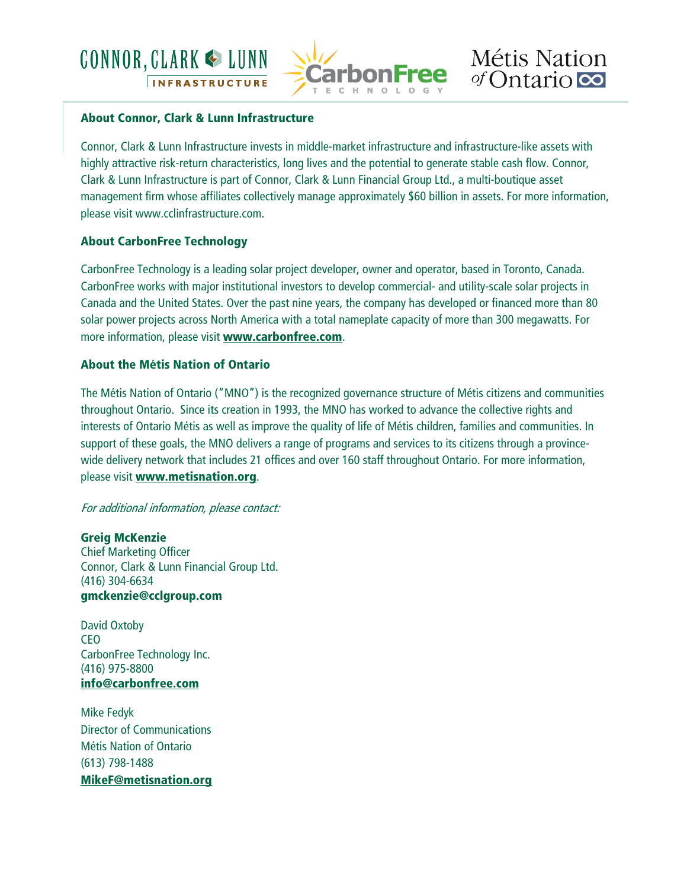## About Connor, Clark & Lunn Infrastructure

Connor, Clark & Lunn Infrastructure invests in middle-market infrastructure and infrastructure-like assets with highly attractive risk-return characteristics, long lives and the potential to generate stable cash flow. Connor, Clark & Lunn Infrastructure is part of Connor, Clark & Lunn Financial Group Ltd., a multi-boutique asset management firm whose affiliates collectively manage approximately $60 billion in assets. For more information, please visit www.cclinfrastructure.com.

## About CarbonFree Technology

CarbonFree Technology is a leading solar project developer, owner and operator, based in Toronto, Canada. CarbonFree works with major institutional investors to develop commercial- and utility-scale solar projects in Canada and the United States. Over the past nine years, the company has developed or financed more than 80 solar power projects across North America with a total nameplate capacity of more than 300 megawatts. For more information, please visit **www.carbonfree.com**.

## About the Métis Nation of Ontario

The Métis Nation of Ontario ("MNO") is the recognized governance structure of Métis citizens and communities throughout Ontario. Since its creation in 1993, the MNO has worked to advance the collective rights and interests of Ontario Métis as well as improve the quality of life of Métis children, families and communities. In support of these goals, the MNO delivers a range of programs and services to its citizens through a province-wide delivery network that includes 21 offices and over 160 staff throughout Ontario. For more information, please visit **www.metisnation.org**.

*For additional information, please contact:*

**Greig McKenzie**
Chief Marketing Officer
Connor, Clark & Lunn Financial Group Ltd.
(416) 304-6634
**gmckenzie@cclgroup.com**

David Oxtoby
CEO
CarbonFree Technology Inc.
(416) 975-8800
**info@carbonfree.com**

Mike Fedyk
Director of Communications
Métis Nation of Ontario
(613) 798-1488
**MikeF@metisnation.org**